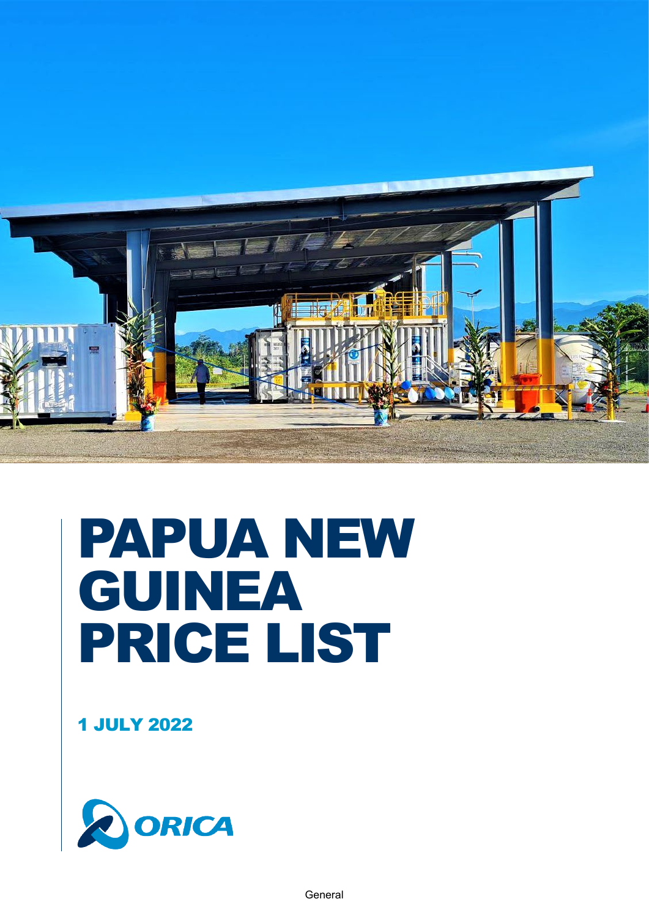# PAPUA NEW GUINEA PRICE LIST

## 1 JULY 2022

ORICA

General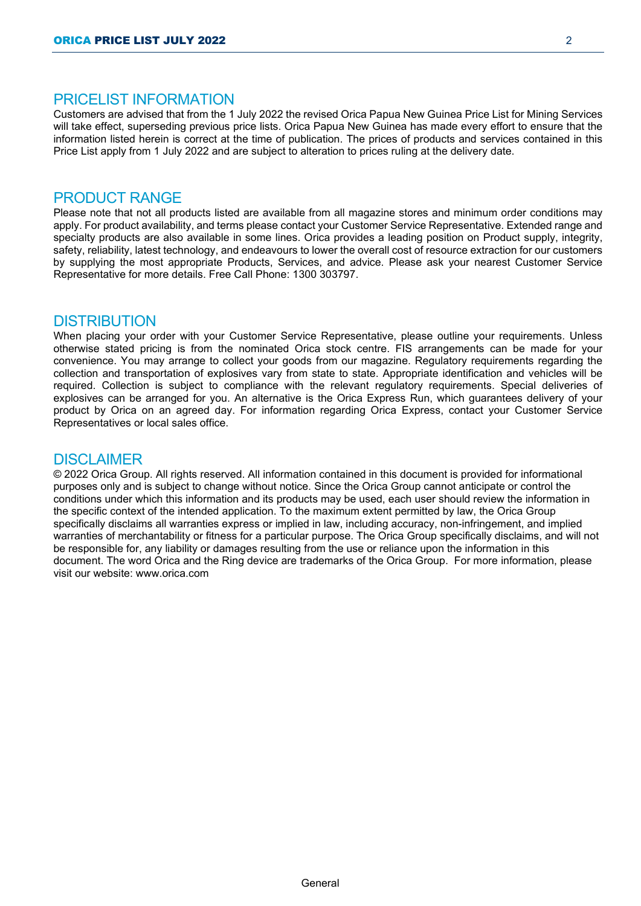## PRICELIST INFORMATION

Customers are advised that from the 1 July 2022 the revised Orica Papua New Guinea Price List for Mining Services will take effect, superseding previous price lists. Orica Papua New Guinea has made every effort to ensure that the information listed herein is correct at the time of publication. The prices of products and services contained in this Price List apply from 1 July 2022 and are subject to alteration to prices ruling at the delivery date.

## PRODUCT RANGE

Please note that not all products listed are available from all magazine stores and minimum order conditions may apply. For product availability, and terms please contact your Customer Service Representative. Extended range and specialty products are also available in some lines. Orica provides a leading position on Product supply, integrity, safety, reliability, latest technology, and endeavours to lower the overall cost of resource extraction for our customers by supplying the most appropriate Products, Services, and advice. Please ask your nearest Customer Service Representative for more details. Free Call Phone: 1300 303797.

## DISTRIBUTION

When placing your order with your Customer Service Representative, please outline your requirements. Unless otherwise stated pricing is from the nominated Orica stock centre. FIS arrangements can be made for your convenience. You may arrange to collect your goods from our magazine. Regulatory requirements regarding the collection and transportation of explosives vary from state to state. Appropriate identification and vehicles will be required. Collection is subject to compliance with the relevant regulatory requirements. Special deliveries of explosives can be arranged for you. An alternative is the Orica Express Run, which guarantees delivery of your product by Orica on an agreed day. For information regarding Orica Express, contact your Customer Service Representatives or local sales office.

## DISCLAIMER

© 2022 Orica Group. All rights reserved. All information contained in this document is provided for informational purposes only and is subject to change without notice. Since the Orica Group cannot anticipate or control the conditions under which this information and its products may be used, each user should review the information in the specific context of the intended application. To the maximum extent permitted by law, the Orica Group specifically disclaims all warranties express or implied in law, including accuracy, non-infringement, and implied warranties of merchantability or fitness for a particular purpose. The Orica Group specifically disclaims, and will not be responsible for, any liability or damages resulting from the use or reliance upon the information in this document. The word Orica and the Ring device are trademarks of the Orica Group. For more information, please visit our website: www.orica.com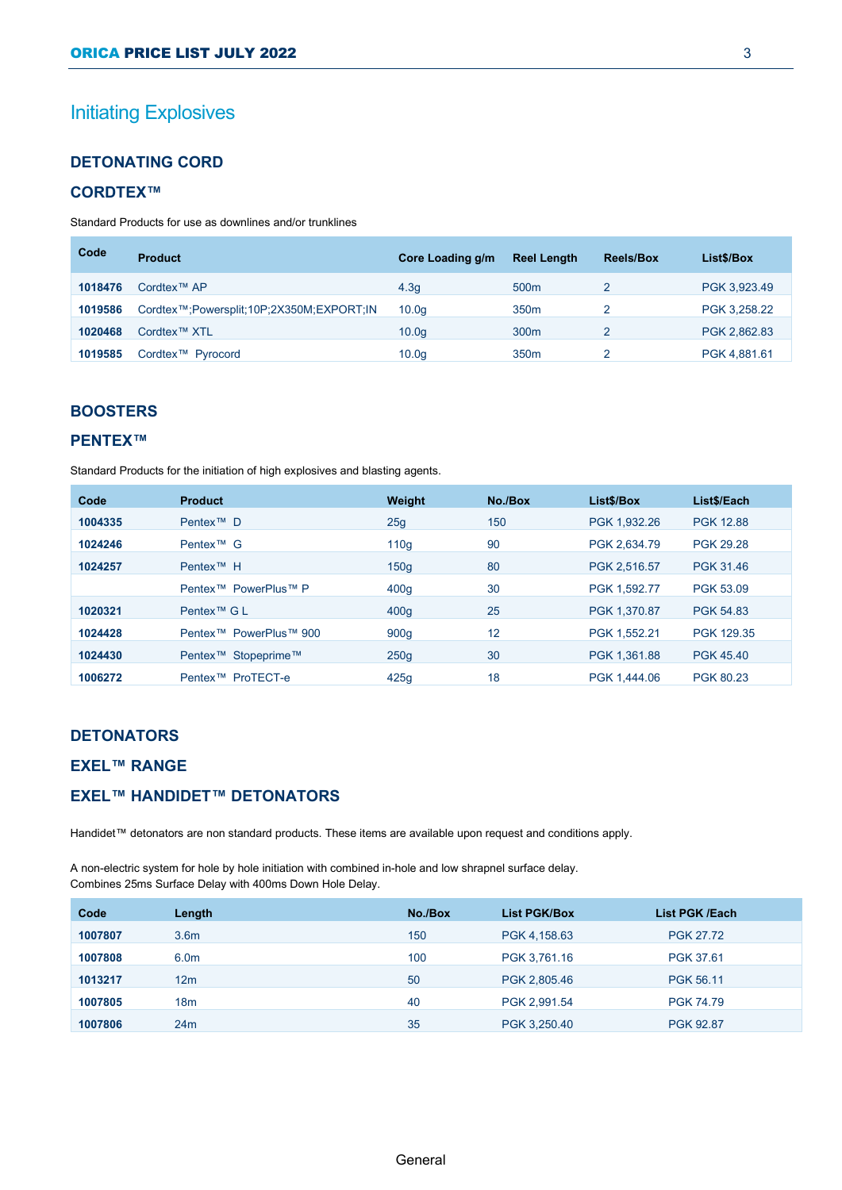# Initiating Explosives

## DETONATING CORD

### CORDTEX™

Standard Products for use as downlines and/or trunklines

| Code | Product | Core Loading g/m | Reel Length | Reels/Box | List$/Box |
|---|---|---|---|---|---|
| **1018476** | Cordtex™ AP | 4.3g | 500m | 2 | PGK 3,923.49 |
| **1019586** | Cordtex™;Powersplit;10P;2X350M;EXPORT;IN | 10.0g | 350m | 2 | PGK 3,258.22 |
| **1020468** | Cordtex™ XTL | 10.0g | 300m | 2 | PGK 2,862.83 |
| **1019585** | Cordtex™ Pyrocord | 10.0g | 350m | 2 | PGK 4,881.61 |

## BOOSTERS

### PENTEX™

Standard Products for the initiation of high explosives and blasting agents.

| Code | Product | Weight | No./Box | List$/Box | List$/Each |
|---|---|---|---|---|---|
| **1004335** | Pentex™ D | 25g | 150 | PGK 1,932.26 | PGK 12.88 |
| **1024246** | Pentex™ G | 110g | 90 | PGK 2,634.79 | PGK 29.28 |
| **1024257** | Pentex™ H | 150g | 80 | PGK 2,516.57 | PGK 31.46 |
| | Pentex™ PowerPlus™ P | 400g | 30 | PGK 1,592.77 | PGK 53.09 |
| **1020321** | Pentex™ G L | 400g | 25 | PGK 1,370.87 | PGK 54.83 |
| **1024428** | Pentex™ PowerPlus™ 900 | 900g | 12 | PGK 1,552.21 | PGK 129.35 |
| **1024430** | Pentex™ Stopeprime™ | 250g | 30 | PGK 1,361.88 | PGK 45.40 |
| **1006272** | Pentex™ ProTECT-e | 425g | 18 | PGK 1,444.06 | PGK 80.23 |

## DETONATORS

### EXEL™ RANGE

### EXEL™ HANDIDET™ DETONATORS

Handidet™ detonators are non standard products. These items are available upon request and conditions apply.

A non-electric system for hole by hole initiation with combined in-hole and low shrapnel surface delay.
Combines 25ms Surface Delay with 400ms Down Hole Delay.

| Code | Length | No./Box | List PGK/Box | List PGK /Each |
|---|---|---|---|---|
| **1007807** | 3.6m | 150 | PGK 4,158.63 | PGK 27.72 |
| **1007808** | 6.0m | 100 | PGK 3,761.16 | PGK 37.61 |
| **1013217** | 12m | 50 | PGK 2,805.46 | PGK 56.11 |
| **1007805** | 18m | 40 | PGK 2,991.54 | PGK 74.79 |
| **1007806** | 24m | 35 | PGK 3,250.40 | PGK 92.87 |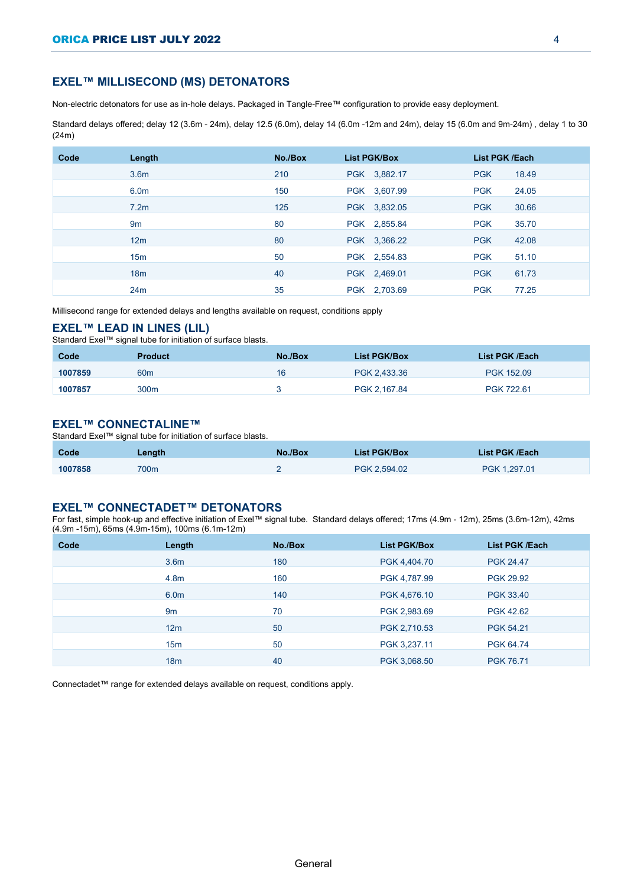## EXEL™ MILLISECOND (MS) DETONATORS

Non-electric detonators for use as in-hole delays. Packaged in Tangle-Free™ configuration to provide easy deployment.

Standard delays offered; delay 12 (3.6m - 24m), delay 12.5 (6.0m), delay 14 (6.0m -12m and 24m), delay 15 (6.0m and 9m-24m) , delay 1 to 30 (24m)

| Code | Length | No./Box | List PGK/Box | List PGK /Each |
|---|---|---|---|---|
| | 3.6m | 210 | PGK 3,882.17 | PGK 18.49 |
| | 6.0m | 150 | PGK 3,607.99 | PGK 24.05 |
| | 7.2m | 125 | PGK 3,832.05 | PGK 30.66 |
| | 9m | 80 | PGK 2,855.84 | PGK 35.70 |
| | 12m | 80 | PGK 3,366.22 | PGK 42.08 |
| | 15m | 50 | PGK 2,554.83 | PGK 51.10 |
| | 18m | 40 | PGK 2,469.01 | PGK 61.73 |
| | 24m | 35 | PGK 2,703.69 | PGK 77.25 |

Millisecond range for extended delays and lengths available on request, conditions apply

## EXEL™ LEAD IN LINES (LIL)

Standard Exel™ signal tube for initiation of surface blasts.

| Code | Product | No./Box | List PGK/Box | List PGK /Each |
|---|---|---|---|---|
| **1007859** | 60m | 16 | PGK 2,433.36 | PGK 152.09 |
| **1007857** | 300m | 3 | PGK 2,167.84 | PGK 722.61 |

## EXEL™ CONNECTALINE™

Standard Exel™ signal tube for initiation of surface blasts.

| Code | Length | No./Box | List PGK/Box | List PGK /Each |
|---|---|---|---|---|
| **1007858** | 700m | 2 | PGK 2,594.02 | PGK 1,297.01 |

## EXEL™ CONNECTADET™ DETONATORS

For fast, simple hook-up and effective initiation of Exel™ signal tube. Standard delays offered; 17ms (4.9m - 12m), 25ms (3.6m-12m), 42ms (4.9m -15m), 65ms (4.9m-15m), 100ms (6.1m-12m)

| Code | Length | No./Box | List PGK/Box | List PGK /Each |
|---|---|---|---|---|
| | 3.6m | 180 | PGK 4,404.70 | PGK 24.47 |
| | 4.8m | 160 | PGK 4,787.99 | PGK 29.92 |
| | 6.0m | 140 | PGK 4,676.10 | PGK 33.40 |
| | 9m | 70 | PGK 2,983.69 | PGK 42.62 |
| | 12m | 50 | PGK 2,710.53 | PGK 54.21 |
| | 15m | 50 | PGK 3,237.11 | PGK 64.74 |
| | 18m | 40 | PGK 3,068.50 | PGK 76.71 |

Connectadet™ range for extended delays available on request, conditions apply.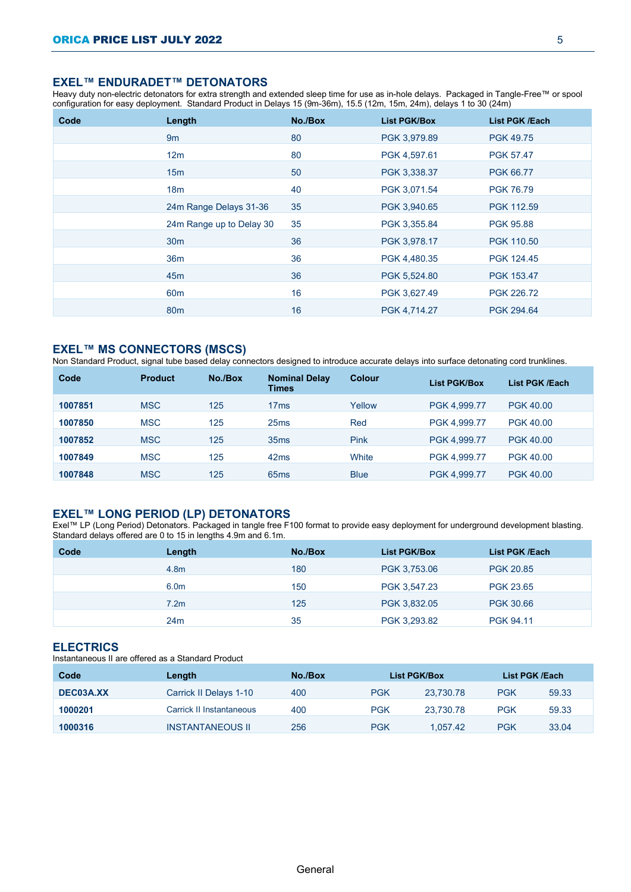## EXEL™ ENDURADET™ DETONATORS

Heavy duty non-electric detonators for extra strength and extended sleep time for use as in-hole delays. Packaged in Tangle-Free™ or spool configuration for easy deployment. Standard Product in Delays 15 (9m-36m), 15.5 (12m, 15m, 24m), delays 1 to 30 (24m)

| Code | Length | No./Box | List PGK/Box | List PGK /Each |
|---|---|---|---|---|
| | 9m | 80 | PGK 3,979.89 | PGK 49.75 |
| | 12m | 80 | PGK 4,597.61 | PGK 57.47 |
| | 15m | 50 | PGK 3,338.37 | PGK 66.77 |
| | 18m | 40 | PGK 3,071.54 | PGK 76.79 |
| | 24m Range Delays 31-36 | 35 | PGK 3,940.65 | PGK 112.59 |
| | 24m Range up to Delay 30 | 35 | PGK 3,355.84 | PGK 95.88 |
| | 30m | 36 | PGK 3,978.17 | PGK 110.50 |
| | 36m | 36 | PGK 4,480.35 | PGK 124.45 |
| | 45m | 36 | PGK 5,524.80 | PGK 153.47 |
| | 60m | 16 | PGK 3,627.49 | PGK 226.72 |
| | 80m | 16 | PGK 4,714.27 | PGK 294.64 |

## EXEL™ MS CONNECTORS (MSCS)

Non Standard Product, signal tube based delay connectors designed to introduce accurate delays into surface detonating cord trunklines.

| Code | Product | No./Box | Nominal Delay Times | Colour | List PGK/Box | List PGK /Each |
|---|---|---|---|---|---|---|
| **1007851** | MSC | 125 | 17ms | Yellow | PGK 4,999.77 | PGK 40.00 |
| **1007850** | MSC | 125 | 25ms | Red | PGK 4,999.77 | PGK 40.00 |
| **1007852** | MSC | 125 | 35ms | Pink | PGK 4,999.77 | PGK 40.00 |
| **1007849** | MSC | 125 | 42ms | White | PGK 4,999.77 | PGK 40.00 |
| **1007848** | MSC | 125 | 65ms | Blue | PGK 4,999.77 | PGK 40.00 |

## EXEL™ LONG PERIOD (LP) DETONATORS

Exel™ LP (Long Period) Detonators. Packaged in tangle free F100 format to provide easy deployment for underground development blasting. Standard delays offered are 0 to 15 in lengths 4.9m and 6.1m.

| Code | Length | No./Box | List PGK/Box | List PGK /Each |
|---|---|---|---|---|
| | 4.8m | 180 | PGK 3,753.06 | PGK 20.85 |
| | 6.0m | 150 | PGK 3,547.23 | PGK 23.65 |
| | 7.2m | 125 | PGK 3,832.05 | PGK 30.66 |
| | 24m | 35 | PGK 3,293.82 | PGK 94.11 |

## ELECTRICS

Instantaneous II are offered as a Standard Product

| Code | Length | No./Box | List PGK/Box | List PGK /Each |
|---|---|---|---|---|
| **DEC03A.XX** | Carrick II Delays 1-10 | 400 | PGK 23,730.78 | PGK 59.33 |
| **1000201** | Carrick II Instantaneous | 400 | PGK 23,730.78 | PGK 59.33 |
| **1000316** | INSTANTANEOUS II | 256 | PGK 1,057.42 | PGK 33.04 |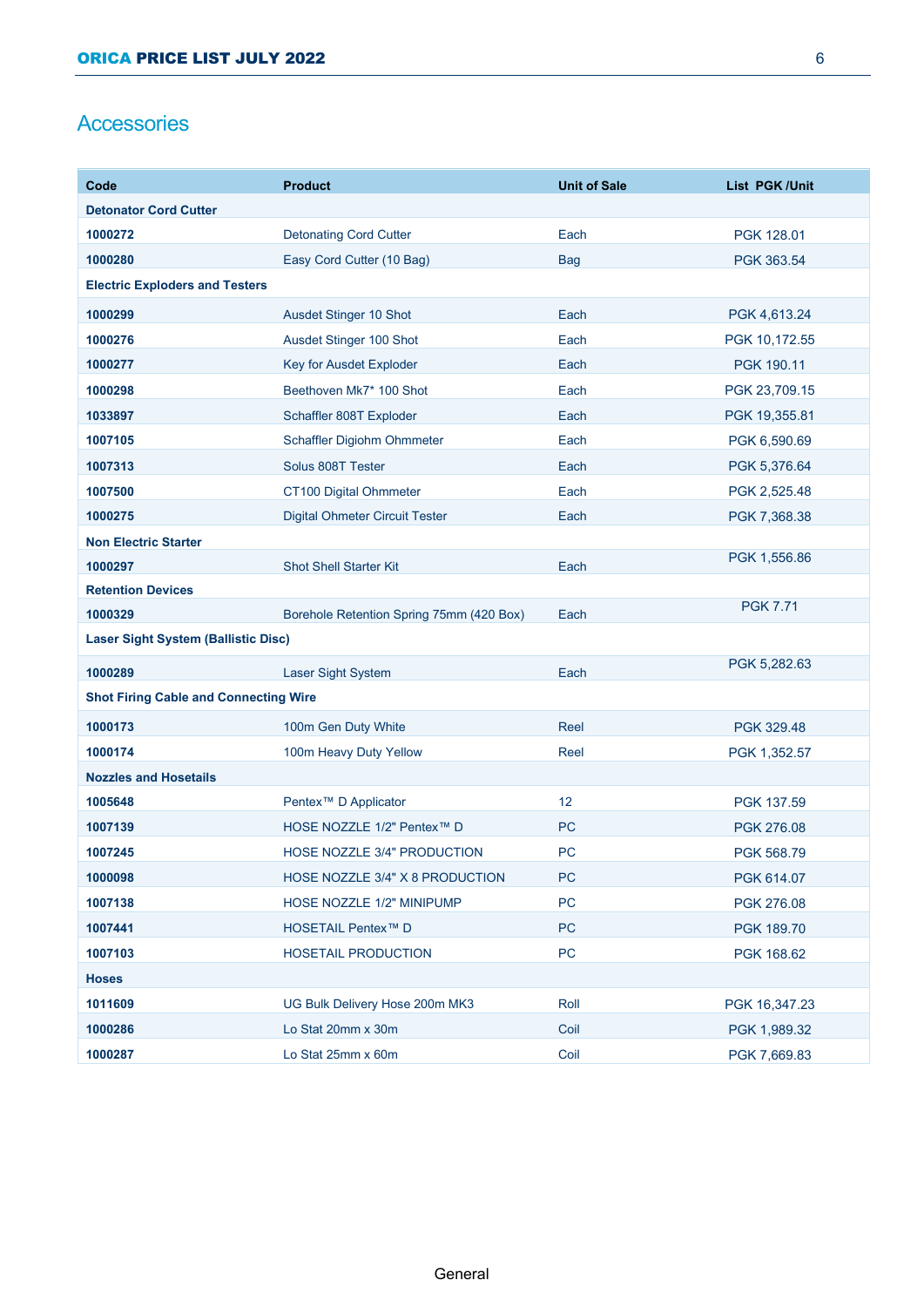## Accessories

| Code | Product | Unit of Sale | List PGK /Unit |
|---|---|---|---|
| **Detonator Cord Cutter** | | | |
| **1000272** | Detonating Cord Cutter | Each | PGK 128.01 |
| **1000280** | Easy Cord Cutter (10 Bag) | Bag | PGK 363.54 |
| **Electric Exploders and Testers** | | | |
| **1000299** | Ausdet Stinger 10 Shot | Each | PGK 4,613.24 |
| **1000276** | Ausdet Stinger 100 Shot | Each | PGK 10,172.55 |
| **1000277** | Key for Ausdet Exploder | Each | PGK 190.11 |
| **1000298** | Beethoven Mk7* 100 Shot | Each | PGK 23,709.15 |
| **1033897** | Schaffler 808T Exploder | Each | PGK 19,355.81 |
| **1007105** | Schaffler Digiohm Ohmmeter | Each | PGK 6,590.69 |
| **1007313** | Solus 808T Tester | Each | PGK 5,376.64 |
| **1007500** | CT100 Digital Ohmmeter | Each | PGK 2,525.48 |
| **1000275** | Digital Ohmeter Circuit Tester | Each | PGK 7,368.38 |
| **Non Electric Starter** | | | |
| **1000297** | Shot Shell Starter Kit | Each | PGK 1,556.86 |
| **Retention Devices** | | | |
| **1000329** | Borehole Retention Spring 75mm (420 Box) | Each | PGK 7.71 |
| **Laser Sight System (Ballistic Disc)** | | | |
| **1000289** | Laser Sight System | Each | PGK 5,282.63 |
| **Shot Firing Cable and Connecting Wire** | | | |
| **1000173** | 100m Gen Duty White | Reel | PGK 329.48 |
| **1000174** | 100m Heavy Duty Yellow | Reel | PGK 1,352.57 |
| **Nozzles and Hosetails** | | | |
| **1005648** | Pentex™ D Applicator | 12 | PGK 137.59 |
| **1007139** | HOSE NOZZLE 1/2" Pentex™ D | PC | PGK 276.08 |
| **1007245** | HOSE NOZZLE 3/4" PRODUCTION | PC | PGK 568.79 |
| **1000098** | HOSE NOZZLE 3/4" X 8 PRODUCTION | PC | PGK 614.07 |
| **1007138** | HOSE NOZZLE 1/2" MINIPUMP | PC | PGK 276.08 |
| **1007441** | HOSETAIL Pentex™ D | PC | PGK 189.70 |
| **1007103** | HOSETAIL PRODUCTION | PC | PGK 168.62 |
| **Hoses** | | | |
| **1011609** | UG Bulk Delivery Hose 200m MK3 | Roll | PGK 16,347.23 |
| **1000286** | Lo Stat 20mm x 30m | Coil | PGK 1,989.32 |
| **1000287** | Lo Stat 25mm x 60m | Coil | PGK 7,669.83 |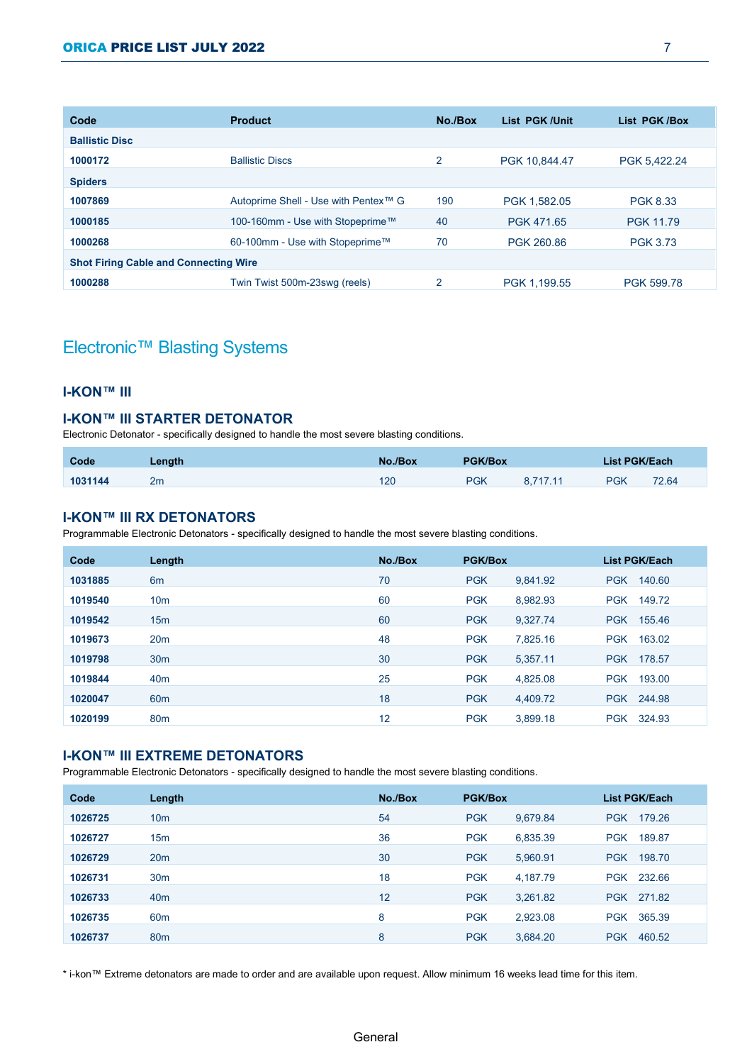| Code | Product | No./Box | List PGK /Unit | List PGK /Box |
|---|---|---|---|---|
| **Ballistic Disc** | | | | |
| **1000172** | Ballistic Discs | 2 | PGK 10,844.47 | PGK 5,422.24 |
| **Spiders** | | | | |
| **1007869** | Autoprime Shell - Use with Pentex™ G | 190 | PGK 1,582.05 | PGK 8.33 |
| **1000185** | 100-160mm - Use with Stopeprime™ | 40 | PGK 471.65 | PGK 11.79 |
| **1000268** | 60-100mm - Use with Stopeprime™ | 70 | PGK 260.86 | PGK 3.73 |
| **Shot Firing Cable and Connecting Wire** | | | | |
| **1000288** | Twin Twist 500m-23swg (reels) | 2 | PGK 1,199.55 | PGK 599.78 |

# Electronic™ Blasting Systems

### I-KON™ III

### I-KON™ III STARTER DETONATOR

Electronic Detonator - specifically designed to handle the most severe blasting conditions.

| Code | Length | No./Box | PGK/Box | List PGK/Each |
|---|---|---|---|---|
| **1031144** | 2m | 120 | PGK 8,717.11 | PGK 72.64 |

### I-KON™ III RX DETONATORS

Programmable Electronic Detonators - specifically designed to handle the most severe blasting conditions.

| Code | Length | No./Box | PGK/Box | List PGK/Each |
|---|---|---|---|---|
| **1031885** | 6m | 70 | PGK 9,841.92 | PGK 140.60 |
| **1019540** | 10m | 60 | PGK 8,982.93 | PGK 149.72 |
| **1019542** | 15m | 60 | PGK 9,327.74 | PGK 155.46 |
| **1019673** | 20m | 48 | PGK 7,825.16 | PGK 163.02 |
| **1019798** | 30m | 30 | PGK 5,357.11 | PGK 178.57 |
| **1019844** | 40m | 25 | PGK 4,825.08 | PGK 193.00 |
| **1020047** | 60m | 18 | PGK 4,409.72 | PGK 244.98 |
| **1020199** | 80m | 12 | PGK 3,899.18 | PGK 324.93 |

### I-KON™ III EXTREME DETONATORS

Programmable Electronic Detonators - specifically designed to handle the most severe blasting conditions.

| Code | Length | No./Box | PGK/Box | List PGK/Each |
|---|---|---|---|---|
| **1026725** | 10m | 54 | PGK 9,679.84 | PGK 179.26 |
| **1026727** | 15m | 36 | PGK 6,835.39 | PGK 189.87 |
| **1026729** | 20m | 30 | PGK 5,960.91 | PGK 198.70 |
| **1026731** | 30m | 18 | PGK 4,187.79 | PGK 232.66 |
| **1026733** | 40m | 12 | PGK 3,261.82 | PGK 271.82 |
| **1026735** | 60m | 8 | PGK 2,923.08 | PGK 365.39 |
| **1026737** | 80m | 8 | PGK 3,684.20 | PGK 460.52 |

* i-kon™ Extreme detonators are made to order and are available upon request. Allow minimum 16 weeks lead time for this item.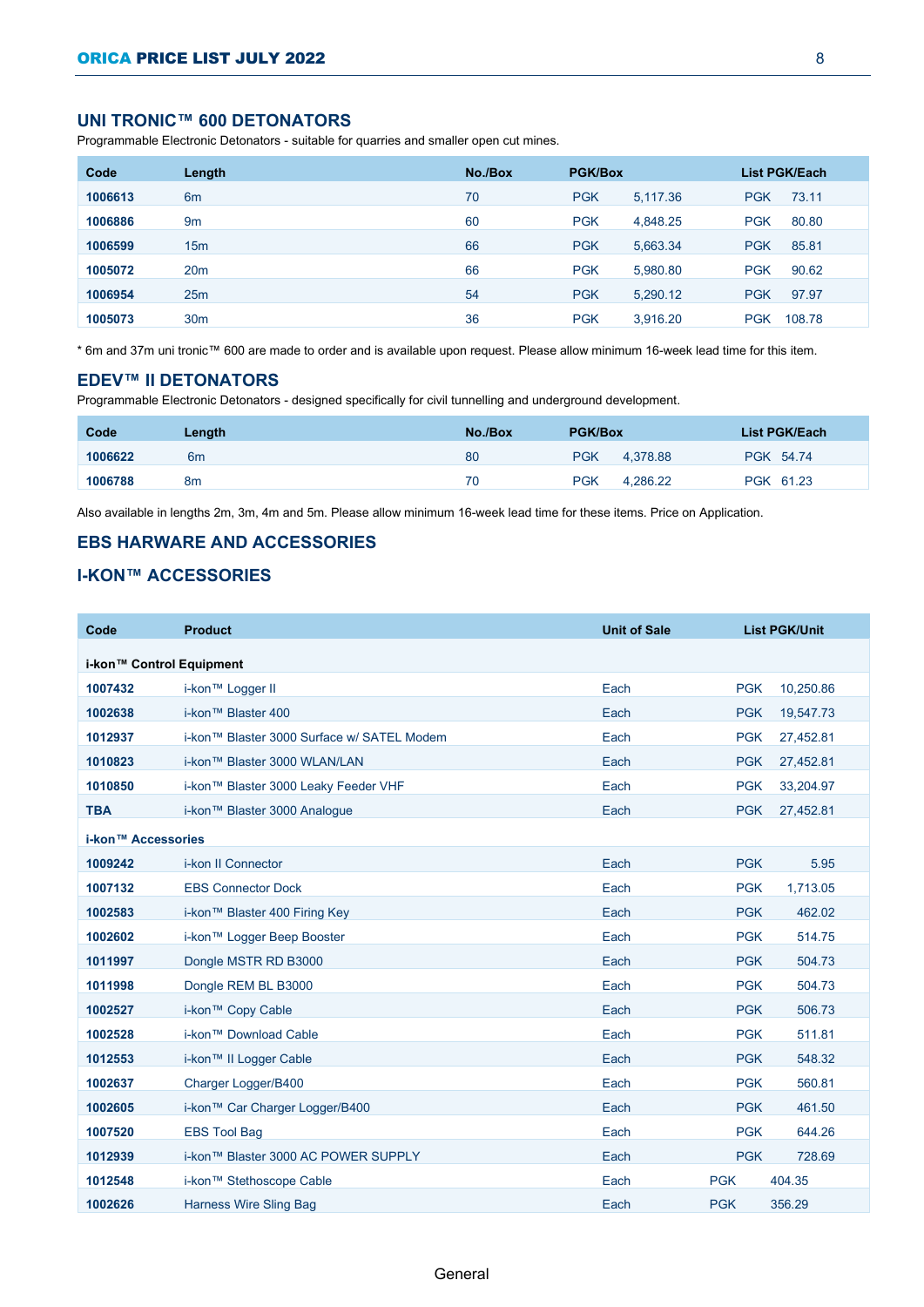## UNI TRONIC™ 600 DETONATORS

Programmable Electronic Detonators - suitable for quarries and smaller open cut mines.

| Code | Length | No./Box | PGK/Box | | List PGK/Each | |
|---|---|---|---|---|---|---|
| 1006613 | 6m | 70 | PGK | 5,117.36 | PGK | 73.11 |
| 1006886 | 9m | 60 | PGK | 4,848.25 | PGK | 80.80 |
| 1006599 | 15m | 66 | PGK | 5,663.34 | PGK | 85.81 |
| 1005072 | 20m | 66 | PGK | 5,980.80 | PGK | 90.62 |
| 1006954 | 25m | 54 | PGK | 5,290.12 | PGK | 97.97 |
| 1005073 | 30m | 36 | PGK | 3,916.20 | PGK | 108.78 |

* 6m and 37m uni tronic™ 600 are made to order and is available upon request. Please allow minimum 16-week lead time for this item.

## EDEV™ II DETONATORS

Programmable Electronic Detonators - designed specifically for civil tunnelling and underground development.

| Code | Length | No./Box | PGK/Box | | List PGK/Each | |
|---|---|---|---|---|---|---|
| 1006622 | 6m | 80 | PGK | 4,378.88 | PGK | 54.74 |
| 1006788 | 8m | 70 | PGK | 4,286.22 | PGK | 61.23 |

Also available in lengths 2m, 3m, 4m and 5m. Please allow minimum 16-week lead time for these items. Price on Application.

## EBS HARWARE AND ACCESSORIES

## I-KON™ ACCESSORIES

| Code | Product | Unit of Sale | List PGK/Unit | |
|---|---|---|---|---|
| **i-kon™ Control Equipment** | | | | |
| 1007432 | i-kon™ Logger II | Each | PGK | 10,250.86 |
| 1002638 | i-kon™ Blaster 400 | Each | PGK | 19,547.73 |
| 1012937 | i-kon™ Blaster 3000 Surface w/ SATEL Modem | Each | PGK | 27,452.81 |
| 1010823 | i-kon™ Blaster 3000 WLAN/LAN | Each | PGK | 27,452.81 |
| 1010850 | i-kon™ Blaster 3000 Leaky Feeder VHF | Each | PGK | 33,204.97 |
| TBA | i-kon™ Blaster 3000 Analogue | Each | PGK | 27,452.81 |
| **i-kon™ Accessories** | | | | |
| 1009242 | i-kon II Connector | Each | PGK | 5.95 |
| 1007132 | EBS Connector Dock | Each | PGK | 1,713.05 |
| 1002583 | i-kon™ Blaster 400 Firing Key | Each | PGK | 462.02 |
| 1002602 | i-kon™ Logger Beep Booster | Each | PGK | 514.75 |
| 1011997 | Dongle MSTR RD B3000 | Each | PGK | 504.73 |
| 1011998 | Dongle REM BL B3000 | Each | PGK | 504.73 |
| 1002527 | i-kon™ Copy Cable | Each | PGK | 506.73 |
| 1002528 | i-kon™ Download Cable | Each | PGK | 511.81 |
| 1012553 | i-kon™ II Logger Cable | Each | PGK | 548.32 |
| 1002637 | Charger Logger/B400 | Each | PGK | 560.81 |
| 1002605 | i-kon™ Car Charger Logger/B400 | Each | PGK | 461.50 |
| 1007520 | EBS Tool Bag | Each | PGK | 644.26 |
| 1012939 | i-kon™ Blaster 3000 AC POWER SUPPLY | Each | PGK | 728.69 |
| 1012548 | i-kon™ Stethoscope Cable | Each | PGK | 404.35 |
| 1002626 | Harness Wire Sling Bag | Each | PGK | 356.29 |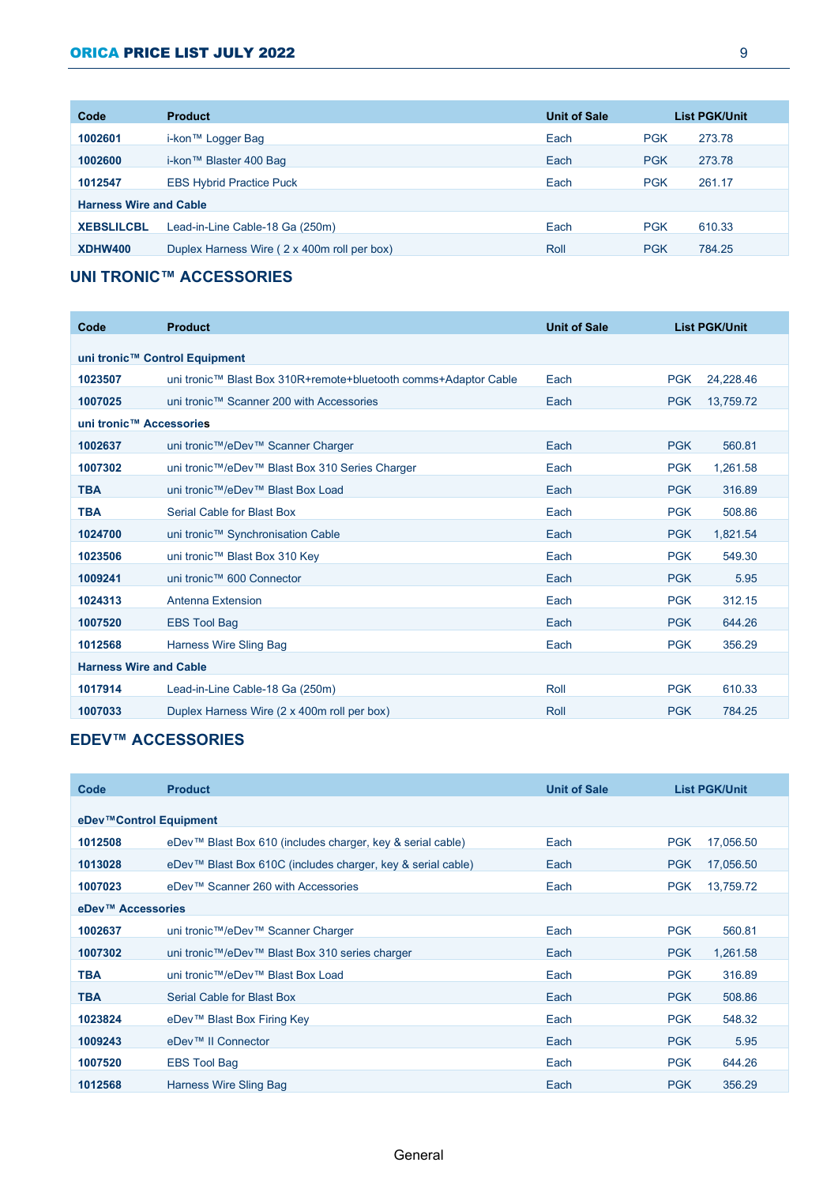| Code | Product | Unit of Sale | List PGK/Unit | |
|---|---|---|---|---|
| 1002601 | i-kon™ Logger Bag | Each | PGK | 273.78 |
| 1002600 | i-kon™ Blaster 400 Bag | Each | PGK | 273.78 |
| 1012547 | EBS Hybrid Practice Puck | Each | PGK | 261.17 |
| **Harness Wire and Cable** | | | | |
| XEBSLILCBL | Lead-in-Line Cable-18 Ga (250m) | Each | PGK | 610.33 |
| XDHW400 | Duplex Harness Wire ( 2 x 400m roll per box) | Roll | PGK | 784.25 |

## UNI TRONIC™ ACCESSORIES

| Code | Product | Unit of Sale | List PGK/Unit | |
|---|---|---|---|---|
| **uni tronic™ Control Equipment** | | | | |
| 1023507 | uni tronic™ Blast Box 310R+remote+bluetooth comms+Adaptor Cable | Each | PGK | 24,228.46 |
| 1007025 | uni tronic™ Scanner 200 with Accessories | Each | PGK | 13,759.72 |
| **uni tronic™ Accessories** | | | | |
| 1002637 | uni tronic™/eDev™ Scanner Charger | Each | PGK | 560.81 |
| 1007302 | uni tronic™/eDev™ Blast Box 310 Series Charger | Each | PGK | 1,261.58 |
| TBA | uni tronic™/eDev™ Blast Box Load | Each | PGK | 316.89 |
| TBA | Serial Cable for Blast Box | Each | PGK | 508.86 |
| 1024700 | uni tronic™ Synchronisation Cable | Each | PGK | 1,821.54 |
| 1023506 | uni tronic™ Blast Box 310 Key | Each | PGK | 549.30 |
| 1009241 | uni tronic™ 600 Connector | Each | PGK | 5.95 |
| 1024313 | Antenna Extension | Each | PGK | 312.15 |
| 1007520 | EBS Tool Bag | Each | PGK | 644.26 |
| 1012568 | Harness Wire Sling Bag | Each | PGK | 356.29 |
| **Harness Wire and Cable** | | | | |
| 1017914 | Lead-in-Line Cable-18 Ga (250m) | Roll | PGK | 610.33 |
| 1007033 | Duplex Harness Wire (2 x 400m roll per box) | Roll | PGK | 784.25 |

## EDEV™ ACCESSORIES

| Code | Product | Unit of Sale | List PGK/Unit | |
|---|---|---|---|---|
| **eDev™Control Equipment** | | | | |
| 1012508 | eDev™ Blast Box 610 (includes charger, key & serial cable) | Each | PGK | 17,056.50 |
| 1013028 | eDev™ Blast Box 610C (includes charger, key & serial cable) | Each | PGK | 17,056.50 |
| 1007023 | eDev™ Scanner 260 with Accessories | Each | PGK | 13,759.72 |
| **eDev™ Accessories** | | | | |
| 1002637 | uni tronic™/eDev™ Scanner Charger | Each | PGK | 560.81 |
| 1007302 | uni tronic™/eDev™ Blast Box 310 series charger | Each | PGK | 1,261.58 |
| TBA | uni tronic™/eDev™ Blast Box Load | Each | PGK | 316.89 |
| TBA | Serial Cable for Blast Box | Each | PGK | 508.86 |
| 1023824 | eDev™ Blast Box Firing Key | Each | PGK | 548.32 |
| 1009243 | eDev™ II Connector | Each | PGK | 5.95 |
| 1007520 | EBS Tool Bag | Each | PGK | 644.26 |
| 1012568 | Harness Wire Sling Bag | Each | PGK | 356.29 |

General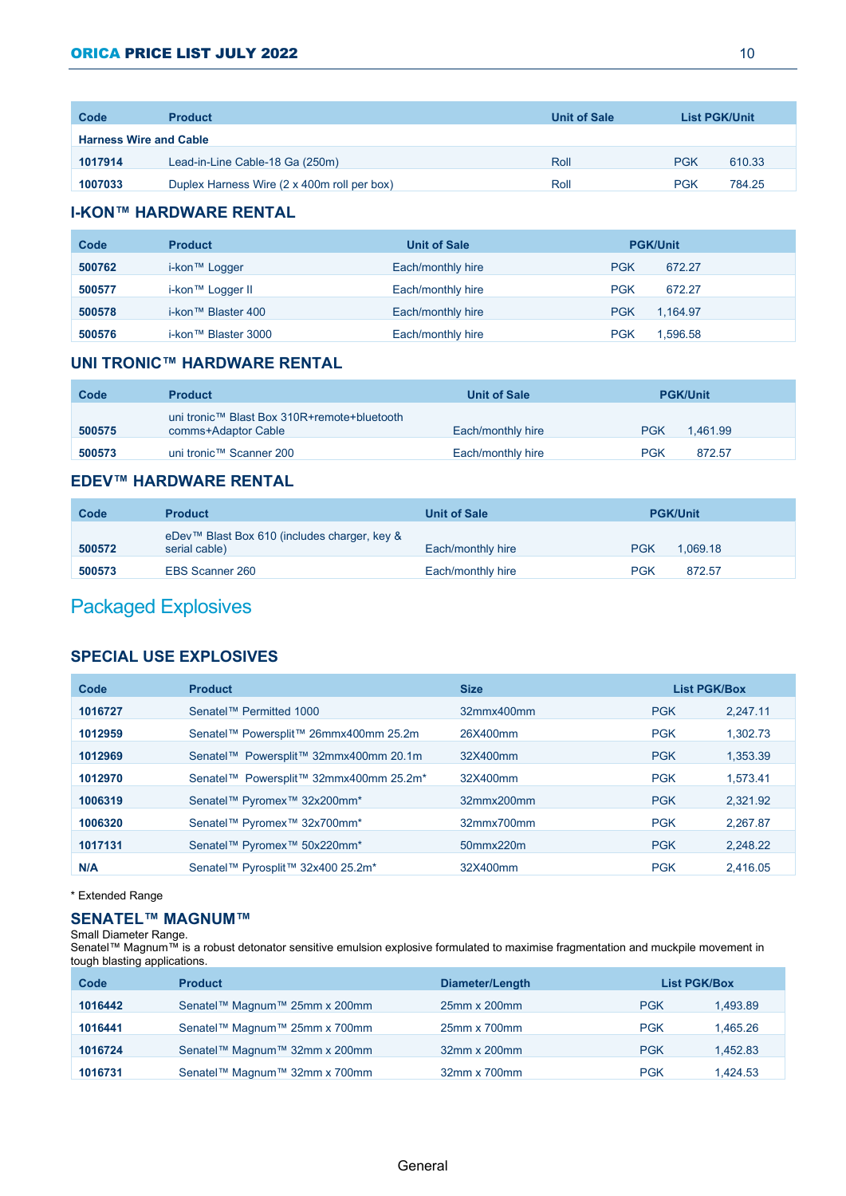| Code | Product | Unit of Sale | List PGK/Unit | |
|---|---|---|---|---|
| **Harness Wire and Cable** | | | | |
| **1017914** | Lead-in-Line Cable-18 Ga (250m) | Roll | PGK | 610.33 |
| **1007033** | Duplex Harness Wire (2 x 400m roll per box) | Roll | PGK | 784.25 |

### I-KON™ HARDWARE RENTAL

| Code | Product | Unit of Sale | PGK/Unit | |
|---|---|---|---|---|
| **500762** | i-kon™ Logger | Each/monthly hire | PGK | 672.27 |
| **500577** | i-kon™ Logger II | Each/monthly hire | PGK | 672.27 |
| **500578** | i-kon™ Blaster 400 | Each/monthly hire | PGK | 1,164.97 |
| **500576** | i-kon™ Blaster 3000 | Each/monthly hire | PGK | 1,596.58 |

### UNI TRONIC™ HARDWARE RENTAL

| Code | Product | Unit of Sale | PGK/Unit | |
|---|---|---|---|---|
| **500575** | uni tronic™ Blast Box 310R+remote+bluetooth comms+Adaptor Cable | Each/monthly hire | PGK | 1,461.99 |
| **500573** | uni tronic™ Scanner 200 | Each/monthly hire | PGK | 872.57 |

### EDEV™ HARDWARE RENTAL

| Code | Product | Unit of Sale | PGK/Unit | |
|---|---|---|---|---|
| **500572** | eDev™ Blast Box 610 (includes charger, key & serial cable) | Each/monthly hire | PGK | 1,069.18 |
| **500573** | EBS Scanner 260 | Each/monthly hire | PGK | 872.57 |

## Packaged Explosives

### SPECIAL USE EXPLOSIVES

| Code | Product | Size | List PGK/Box | |
|---|---|---|---|---|
| **1016727** | Senatel™ Permitted 1000 | 32mmx400mm | PGK | 2,247.11 |
| **1012959** | Senatel™ Powersplit™ 26mmx400mm 25.2m | 26X400mm | PGK | 1,302.73 |
| **1012969** | Senatel™ Powersplit™ 32mmx400mm 20.1m | 32X400mm | PGK | 1,353.39 |
| **1012970** | Senatel™ Powersplit™ 32mmx400mm 25.2m* | 32X400mm | PGK | 1,573.41 |
| **1006319** | Senatel™ Pyromex™ 32x200mm* | 32mmx200mm | PGK | 2,321.92 |
| **1006320** | Senatel™ Pyromex™ 32x700mm* | 32mmx700mm | PGK | 2,267.87 |
| **1017131** | Senatel™ Pyromex™ 50x220mm* | 50mmx220m | PGK | 2,248.22 |
| **N/A** | Senatel™ Pyrosplit™ 32x400 25.2m* | 32X400mm | PGK | 2,416.05 |

* Extended Range

### SENATEL™ MAGNUM™

Small Diameter Range.
Senatel™ Magnum™ is a robust detonator sensitive emulsion explosive formulated to maximise fragmentation and muckpile movement in tough blasting applications.

| Code | Product | Diameter/Length | List PGK/Box | |
|---|---|---|---|---|
| **1016442** | Senatel™ Magnum™ 25mm x 200mm | 25mm x 200mm | PGK | 1,493.89 |
| **1016441** | Senatel™ Magnum™ 25mm x 700mm | 25mm x 700mm | PGK | 1,465.26 |
| **1016724** | Senatel™ Magnum™ 32mm x 200mm | 32mm x 200mm | PGK | 1,452.83 |
| **1016731** | Senatel™ Magnum™ 32mm x 700mm | 32mm x 700mm | PGK | 1,424.53 |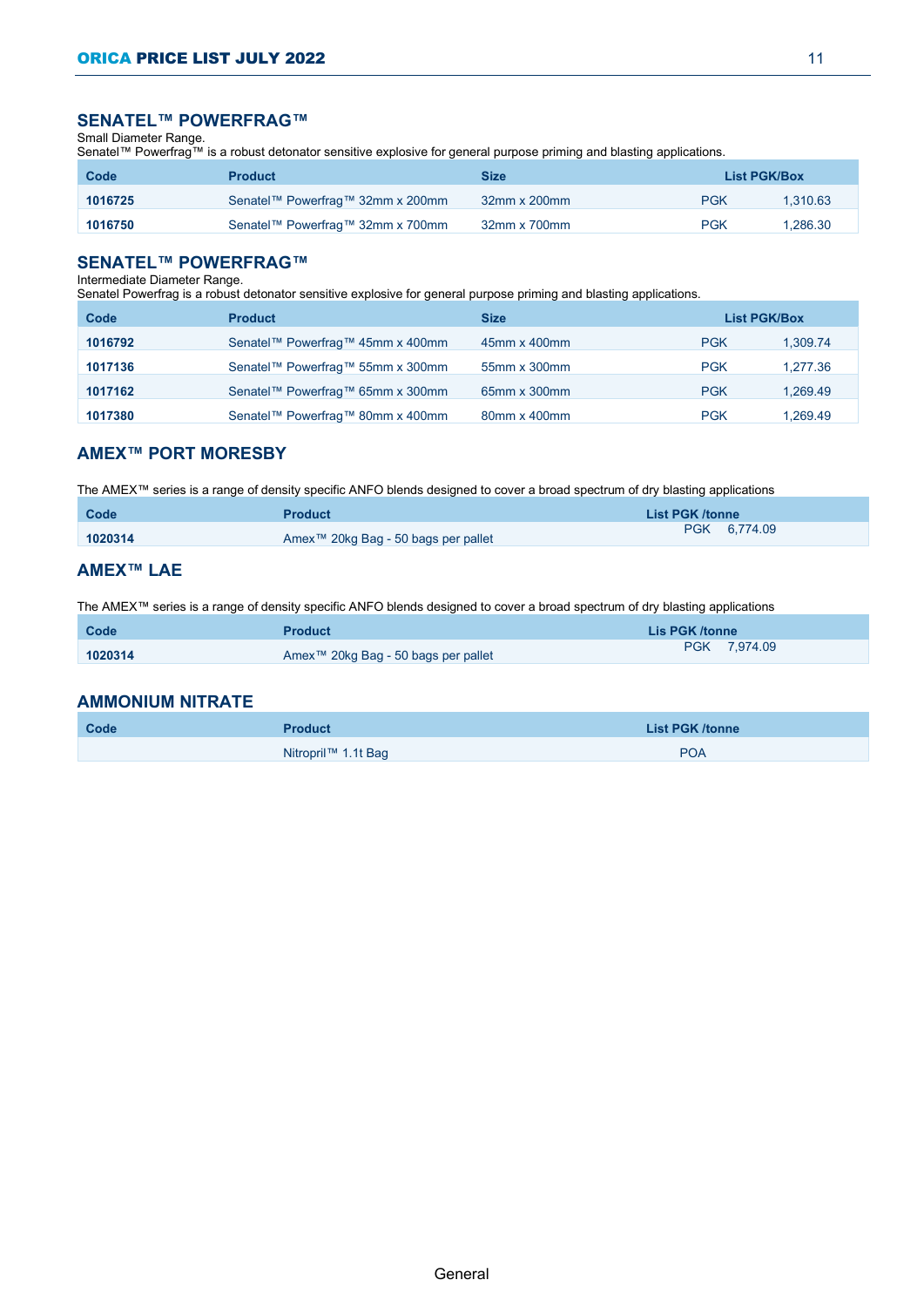## SENATEL™ POWERFRAG™

Small Diameter Range.
Senatel™ Powerfrag™ is a robust detonator sensitive explosive for general purpose priming and blasting applications.

| Code | Product | Size | List PGK/Box | |
|---|---|---|---|---|
| 1016725 | Senatel™ Powerfrag™ 32mm x 200mm | 32mm x 200mm | PGK | 1,310.63 |
| 1016750 | Senatel™ Powerfrag™ 32mm x 700mm | 32mm x 700mm | PGK | 1,286.30 |

## SENATEL™ POWERFRAG™

Intermediate Diameter Range.
Senatel Powerfrag is a robust detonator sensitive explosive for general purpose priming and blasting applications.

| Code | Product | Size | List PGK/Box | |
|---|---|---|---|---|
| 1016792 | Senatel™ Powerfrag™ 45mm x 400mm | 45mm x 400mm | PGK | 1,309.74 |
| 1017136 | Senatel™ Powerfrag™ 55mm x 300mm | 55mm x 300mm | PGK | 1,277.36 |
| 1017162 | Senatel™ Powerfrag™ 65mm x 300mm | 65mm x 300mm | PGK | 1,269.49 |
| 1017380 | Senatel™ Powerfrag™ 80mm x 400mm | 80mm x 400mm | PGK | 1,269.49 |

## AMEX™ PORT MORESBY

The AMEX™ series is a range of density specific ANFO blends designed to cover a broad spectrum of dry blasting applications

| Code | Product | List PGK /tonne |
|---|---|---|
| 1020314 | Amex™ 20kg Bag - 50 bags per pallet | PGK 6,774.09 |

## AMEX™ LAE

The AMEX™ series is a range of density specific ANFO blends designed to cover a broad spectrum of dry blasting applications

| Code | Product | Lis PGK /tonne |
|---|---|---|
| 1020314 | Amex™ 20kg Bag - 50 bags per pallet | PGK 7,974.09 |

## AMMONIUM NITRATE

| Code | Product | List PGK /tonne |
|---|---|---|
| | Nitropril™ 1.1t Bag | POA |

General